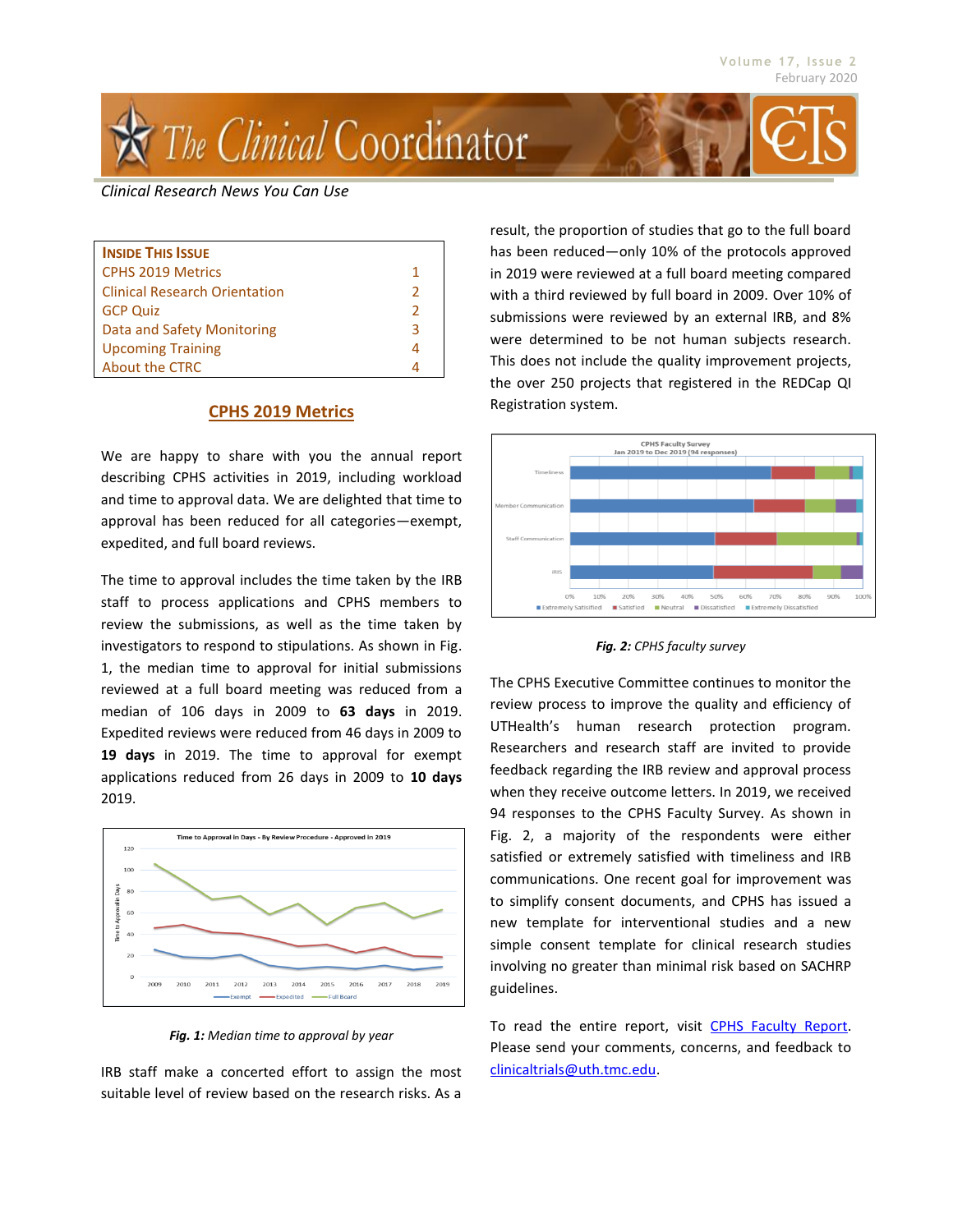# The Clinical Coordinator

*Clinical Research News You Can Use*

| INSIDE THIS ISSUE | |
|---|---|
| CPHS 2019 Metrics | 1 |
| Clinical Research Orientation | 2 |
| GCP Quiz | 2 |
| Data and Safety Monitoring | 3 |
| Upcoming Training | 4 |
| About the CTRC | 4 |

## CPHS 2019 Metrics

We are happy to share with you the annual report describing CPHS activities in 2019, including workload and time to approval data. We are delighted that time to approval has been reduced for all categories—exempt, expedited, and full board reviews.

The time to approval includes the time taken by the IRB staff to process applications and CPHS members to review the submissions, as well as the time taken by investigators to respond to stipulations. As shown in Fig. 1, the median time to approval for initial submissions reviewed at a full board meeting was reduced from a median of 106 days in 2009 to **63 days** in 2019. Expedited reviews were reduced from 46 days in 2009 to **19 days** in 2019. The time to approval for exempt applications reduced from 26 days in 2009 to **10 days** 2019.

*Fig. 1: Median time to approval by year*

IRB staff make a concerted effort to assign the most suitable level of review based on the research risks. As a result, the proportion of studies that go to the full board has been reduced—only 10% of the protocols approved in 2019 were reviewed at a full board meeting compared with a third reviewed by full board in 2009. Over 10% of submissions were reviewed by an external IRB, and 8% were determined to be not human subjects research. This does not include the quality improvement projects, the over 250 projects that registered in the REDCap QI Registration system.

*Fig. 2: CPHS faculty survey*

The CPHS Executive Committee continues to monitor the review process to improve the quality and efficiency of UTHealth's human research protection program. Researchers and research staff are invited to provide feedback regarding the IRB review and approval process when they receive outcome letters. In 2019, we received 94 responses to the CPHS Faculty Survey. As shown in Fig. 2, a majority of the respondents were either satisfied or extremely satisfied with timeliness and IRB communications. One recent goal for improvement was to simplify consent documents, and CPHS has issued a new template for interventional studies and a new simple consent template for clinical research studies involving no greater than minimal risk based on SACHRP guidelines.

To read the entire report, visit [CPHS Faculty Report](). Please send your comments, concerns, and feedback to [clinicaltrials@uth.tmc.edu](mailto:clinicaltrials@uth.tmc.edu).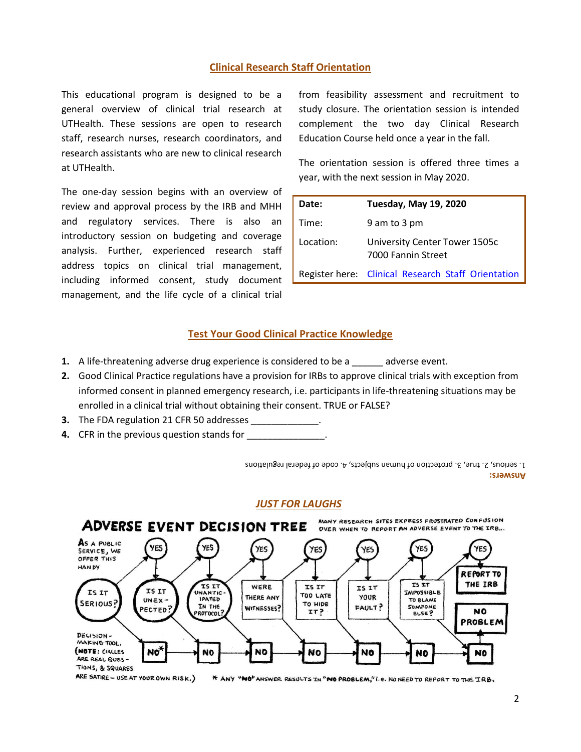## Clinical Research Staff Orientation

This educational program is designed to be a general overview of clinical trial research at UTHealth. These sessions are open to research staff, research nurses, research coordinators, and research assistants who are new to clinical research at UTHealth.

The one-day session begins with an overview of review and approval process by the IRB and MHH and regulatory services. There is also an introductory session on budgeting and coverage analysis. Further, experienced research staff address topics on clinical trial management, including informed consent, study document management, and the life cycle of a clinical trial from feasibility assessment and recruitment to study closure. The orientation session is intended complement the two day Clinical Research Education Course held once a year in the fall.

The orientation session is offered three times a year, with the next session in May 2020.

| **Date:** | **Tuesday, May 19, 2020** |
|---|---|
| Time: | 9 am to 3 pm |
| Location: | University Center Tower 1505c<br>7000 Fannin Street |
| Register here: | Clinical Research Staff Orientation |

## Test Your Good Clinical Practice Knowledge

1. A life-threatening adverse drug experience is considered to be a ______ adverse event.
2. Good Clinical Practice regulations have a provision for IRBs to approve clinical trials with exception from informed consent in planned emergency research, i.e. participants in life-threatening situations may be enrolled in a clinical trial without obtaining their consent. TRUE or FALSE?
3. The FDA regulation 21 CFR 50 addresses _____________.
4. CFR in the previous question stands for _______________.

**Answers:**
1. serious, 2. true, 3. protection of human subjects, 4. code of federal regulations

## *JUST FOR LAUGHS*

**ADVERSE EVENT DECISION TREE**

MANY RESEARCH SITES EXPRESS FRUSTRATED CONFUSION OVER WHEN TO REPORT AN ADVERSE EVENT TO THE IRB...

AS A PUBLIC SERVICE, WE OFFER THIS HANDY DECISION-MAKING TOOL. (NOTE: CIRCLES ARE REAL QUESTIONS, & SQUARES ARE SATIRE – USE AT YOUR OWN RISK.)

IS IT SERIOUS? → YES → IS IT UNEXPECTED? → YES → IS IT UNANTICIPATED IN THE PROTOCOL? → YES → WERE THERE ANY WITNESSES? → YES → IS IT TOO LATE TO HIDE IT? → YES → IS IT YOUR FAULT? → YES → IS IT IMPOSSIBLE TO BLAME SOMEONE ELSE? → YES → REPORT TO THE IRB

NO* → NO → NO → NO → NO → NO → NO → NO PROBLEM

\* ANY "NO" ANSWER RESULTS IN "NO PROBLEM," i.e. NO NEED TO REPORT TO THE IRB.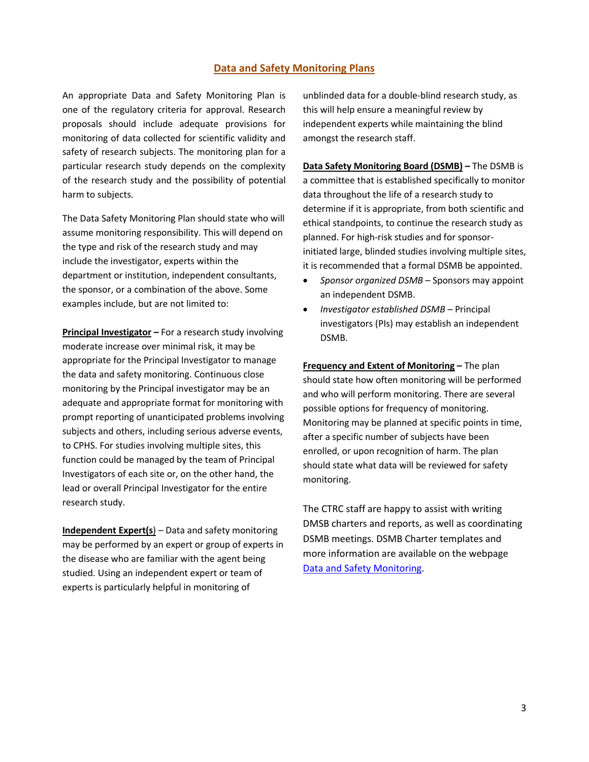## Data and Safety Monitoring Plans

An appropriate Data and Safety Monitoring Plan is one of the regulatory criteria for approval. Research proposals should include adequate provisions for monitoring of data collected for scientific validity and safety of research subjects. The monitoring plan for a particular research study depends on the complexity of the research study and the possibility of potential harm to subjects.

The Data Safety Monitoring Plan should state who will assume monitoring responsibility. This will depend on the type and risk of the research study and may include the investigator, experts within the department or institution, independent consultants, the sponsor, or a combination of the above. Some examples include, but are not limited to:

**Principal Investigator –** For a research study involving moderate increase over minimal risk, it may be appropriate for the Principal Investigator to manage the data and safety monitoring. Continuous close monitoring by the Principal investigator may be an adequate and appropriate format for monitoring with prompt reporting of unanticipated problems involving subjects and others, including serious adverse events, to CPHS. For studies involving multiple sites, this function could be managed by the team of Principal Investigators of each site or, on the other hand, the lead or overall Principal Investigator for the entire research study.

**Independent Expert(s)** – Data and safety monitoring may be performed by an expert or group of experts in the disease who are familiar with the agent being studied. Using an independent expert or team of experts is particularly helpful in monitoring of unblinded data for a double-blind research study, as this will help ensure a meaningful review by independent experts while maintaining the blind amongst the research staff.

**Data Safety Monitoring Board (DSMB) –** The DSMB is a committee that is established specifically to monitor data throughout the life of a research study to determine if it is appropriate, from both scientific and ethical standpoints, to continue the research study as planned. For high-risk studies and for sponsor-initiated large, blinded studies involving multiple sites, it is recommended that a formal DSMB be appointed.

- *Sponsor organized DSMB* – Sponsors may appoint an independent DSMB.
- *Investigator established DSMB* – Principal investigators (PIs) may establish an independent DSMB.

**Frequency and Extent of Monitoring –** The plan should state how often monitoring will be performed and who will perform monitoring. There are several possible options for frequency of monitoring. Monitoring may be planned at specific points in time, after a specific number of subjects have been enrolled, or upon recognition of harm. The plan should state what data will be reviewed for safety monitoring.

The CTRC staff are happy to assist with writing DMSB charters and reports, as well as coordinating DSMB meetings. DSMB Charter templates and more information are available on the webpage [Data and Safety Monitoring](Data and Safety Monitoring).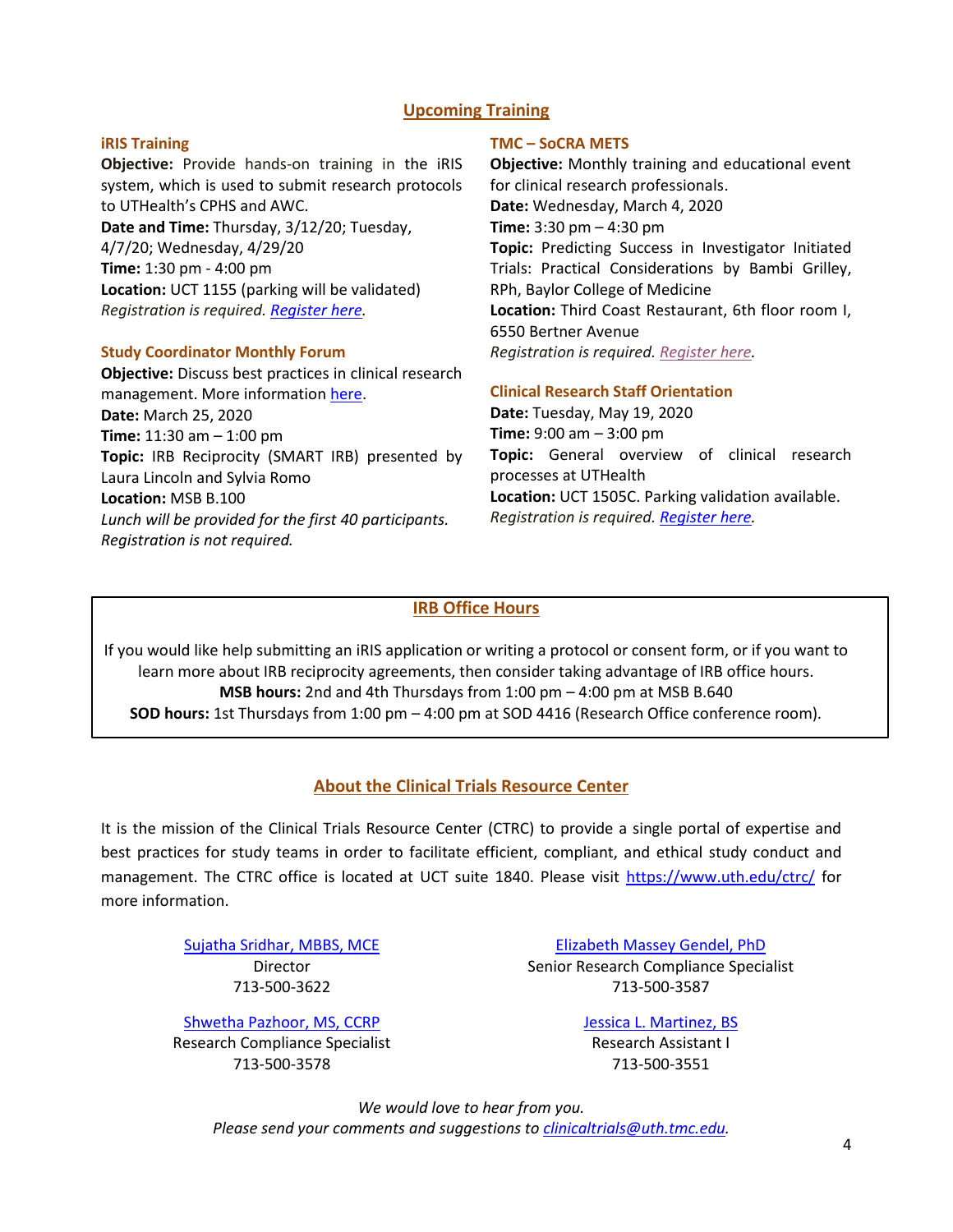## Upcoming Training

### iRIS Training

**Objective:** Provide hands-on training in the iRIS system, which is used to submit research protocols to UTHealth's CPHS and AWC.
**Date and Time:** Thursday, 3/12/20; Tuesday, 4/7/20; Wednesday, 4/29/20
**Time:** 1:30 pm - 4:00 pm
**Location:** UCT 1155 (parking will be validated)
*Registration is required. Register here.*

### Study Coordinator Monthly Forum

**Objective:** Discuss best practices in clinical research management. More information here.
**Date:** March 25, 2020
**Time:** 11:30 am – 1:00 pm
**Topic:** IRB Reciprocity (SMART IRB) presented by Laura Lincoln and Sylvia Romo
**Location:** MSB B.100
*Lunch will be provided for the first 40 participants. Registration is not required.*

### TMC – SoCRA METS

**Objective:** Monthly training and educational event for clinical research professionals.
**Date:** Wednesday, March 4, 2020
**Time:** 3:30 pm – 4:30 pm
**Topic:** Predicting Success in Investigator Initiated Trials: Practical Considerations by Bambi Grilley, RPh, Baylor College of Medicine
**Location:** Third Coast Restaurant, 6th floor room I, 6550 Bertner Avenue
*Registration is required. Register here.*

### Clinical Research Staff Orientation

**Date:** Tuesday, May 19, 2020
**Time:** 9:00 am – 3:00 pm
**Topic:** General overview of clinical research processes at UTHealth
**Location:** UCT 1505C. Parking validation available.
*Registration is required. Register here.*

## IRB Office Hours

If you would like help submitting an iRIS application or writing a protocol or consent form, or if you want to learn more about IRB reciprocity agreements, then consider taking advantage of IRB office hours.
**MSB hours:** 2nd and 4th Thursdays from 1:00 pm – 4:00 pm at MSB B.640
**SOD hours:** 1st Thursdays from 1:00 pm – 4:00 pm at SOD 4416 (Research Office conference room).

## About the Clinical Trials Resource Center

It is the mission of the Clinical Trials Resource Center (CTRC) to provide a single portal of expertise and best practices for study teams in order to facilitate efficient, compliant, and ethical study conduct and management. The CTRC office is located at UCT suite 1840. Please visit https://www.uth.edu/ctrc/ for more information.

Sujatha Sridhar, MBBS, MCE
Director
713-500-3622

Elizabeth Massey Gendel, PhD
Senior Research Compliance Specialist
713-500-3587

Shwetha Pazhoor, MS, CCRP
Research Compliance Specialist
713-500-3578

Jessica L. Martinez, BS
Research Assistant I
713-500-3551

*We would love to hear from you.*
*Please send your comments and suggestions to clinicaltrials@uth.tmc.edu.*